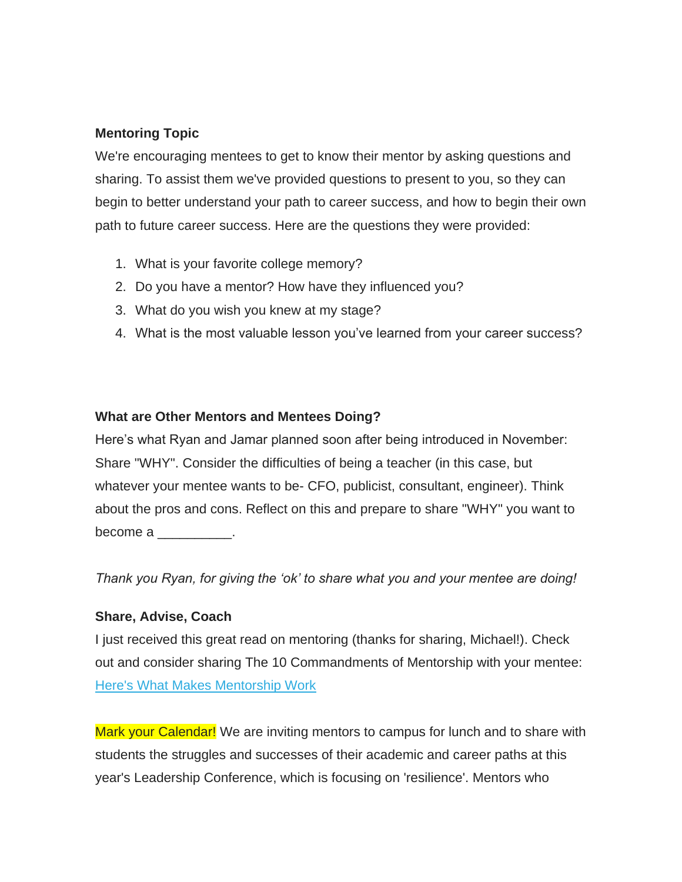**Mentoring Topic**

We're encouraging mentees to get to know their mentor by asking questions and sharing. To assist them we've provided questions to present to you, so they can begin to better understand your path to career success, and how to begin their own path to future career success. Here are the questions they were provided:

1. What is your favorite college memory?
2. Do you have a mentor? How have they influenced you?
3. What do you wish you knew at my stage?
4. What is the most valuable lesson you've learned from your career success?

**What are Other Mentors and Mentees Doing?**

Here's what Ryan and Jamar planned soon after being introduced in November: Share "WHY". Consider the difficulties of being a teacher (in this case, but whatever your mentee wants to be- CFO, publicist, consultant, engineer). Think about the pros and cons. Reflect on this and prepare to share "WHY" you want to become a __________.

*Thank you Ryan, for giving the 'ok' to share what you and your mentee are doing!*

**Share, Advise, Coach**

I just received this great read on mentoring (thanks for sharing, Michael!). Check out and consider sharing The 10 Commandments of Mentorship with your mentee: [Here's What Makes Mentorship Work]

Mark your Calendar! We are inviting mentors to campus for lunch and to share with students the struggles and successes of their academic and career paths at this year's Leadership Conference, which is focusing on 'resilience'. Mentors who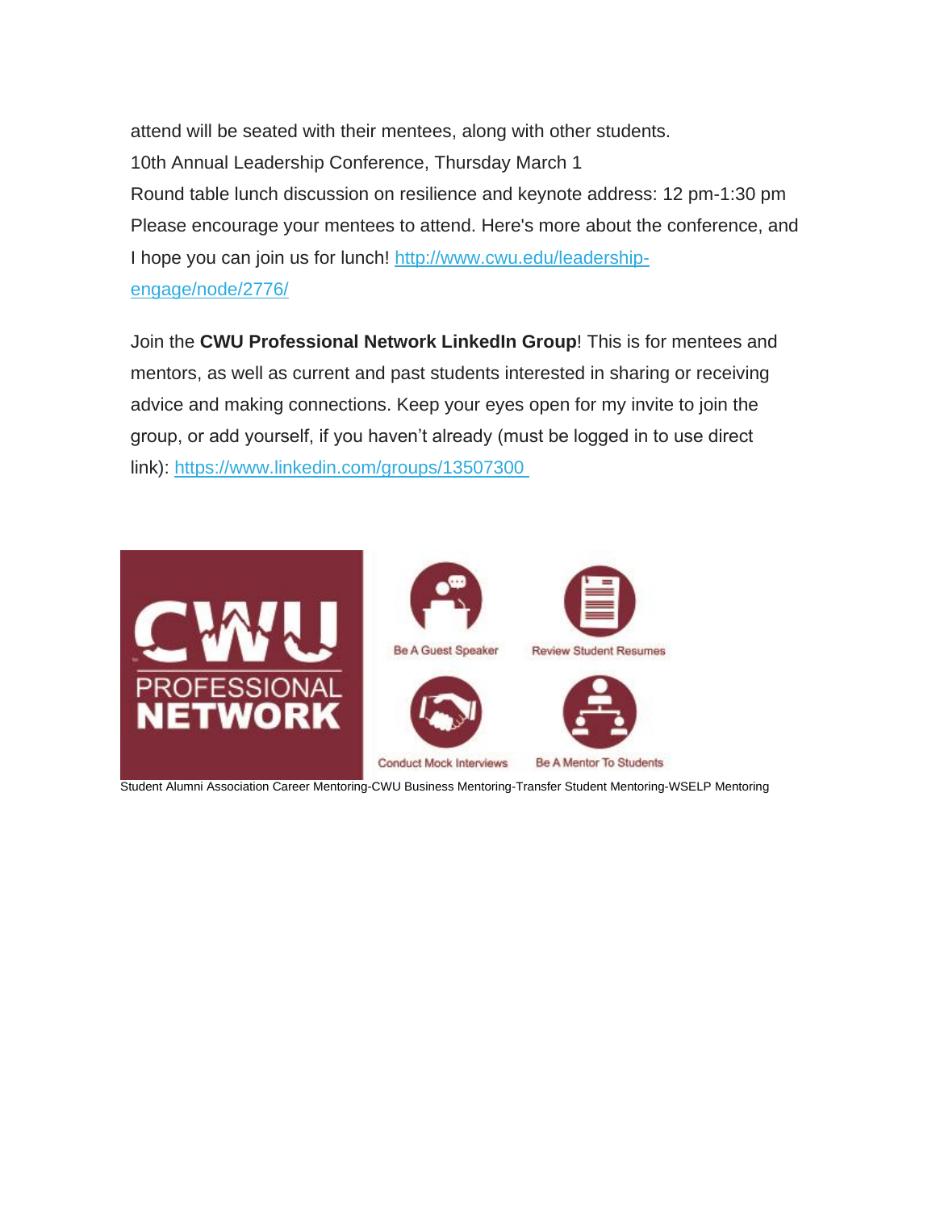attend will be seated with their mentees, along with other students.
10th Annual Leadership Conference, Thursday March 1
Round table lunch discussion on resilience and keynote address: 12 pm-1:30 pm
Please encourage your mentees to attend. Here's more about the conference, and I hope you can join us for lunch! http://www.cwu.edu/leadership-engage/node/2776/

Join the **CWU Professional Network LinkedIn Group**! This is for mentees and mentors, as well as current and past students interested in sharing or receiving advice and making connections. Keep your eyes open for my invite to join the group, or add yourself, if you haven't already (must be logged in to use direct link): https://www.linkedin.com/groups/13507300

CWU PROFESSIONAL NETWORK

Be A Guest Speaker

Review Student Resumes

Conduct Mock Interviews

Be A Mentor To Students

Student Alumni Association Career Mentoring-CWU Business Mentoring-Transfer Student Mentoring-WSELP Mentoring